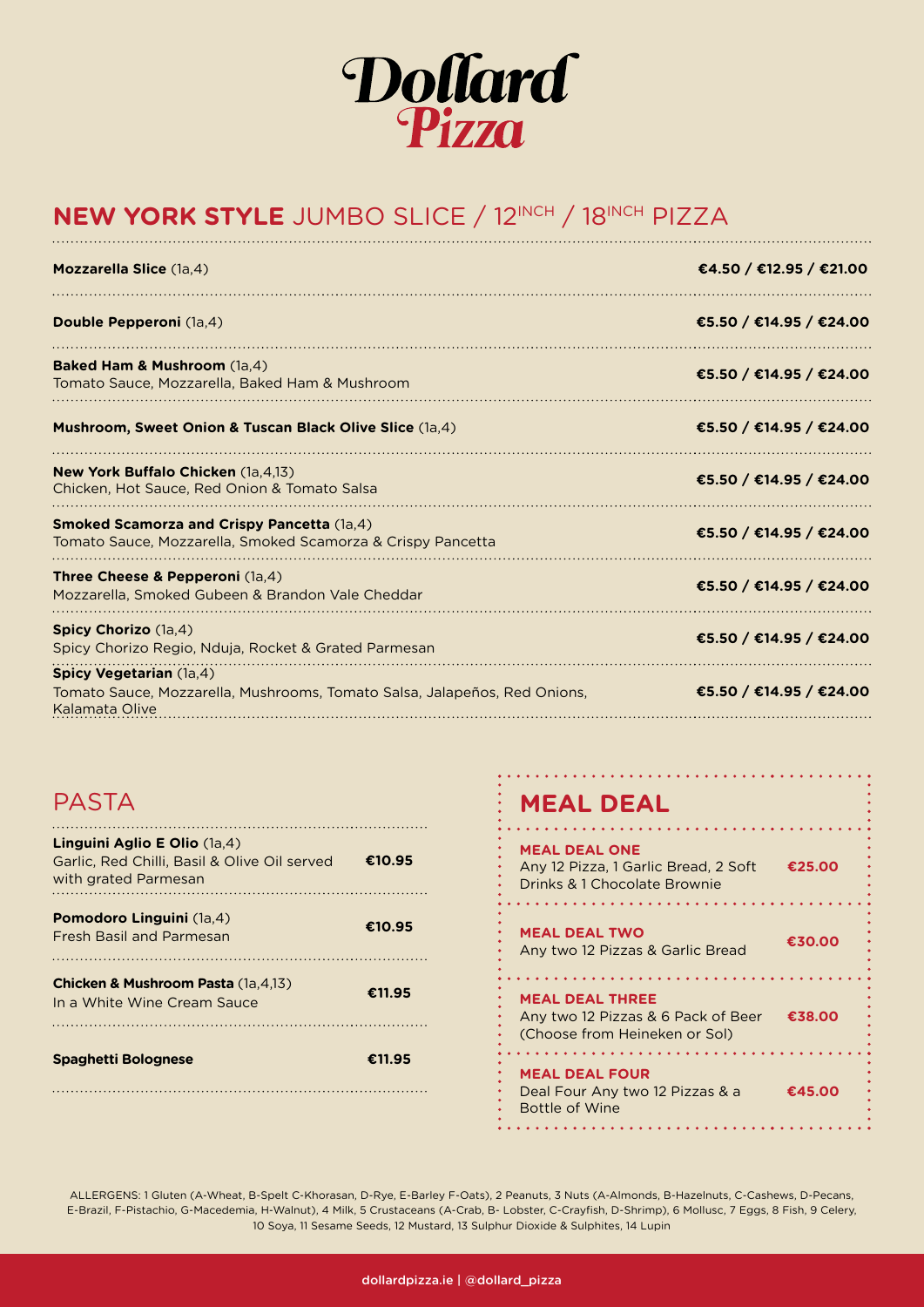# Dollard Pizza

## **NEW YORK STYLE** JUMBO SLICE / 12INCH / 18INCH PIZZA

| Item | Price |
|---|---|
| **Mozzarella Slice** (1a,4) | **€4.50 / €12.95 / €21.00** |
| **Double Pepperoni** (1a,4) | **€5.50 / €14.95 / €24.00** |
| **Baked Ham & Mushroom** (1a,4)<br>Tomato Sauce, Mozzarella, Baked Ham & Mushroom | **€5.50 / €14.95 / €24.00** |
| **Mushroom, Sweet Onion & Tuscan Black Olive Slice** (1a,4) | **€5.50 / €14.95 / €24.00** |
| **New York Buffalo Chicken** (1a,4,13)<br>Chicken, Hot Sauce, Red Onion & Tomato Salsa | **€5.50 / €14.95 / €24.00** |
| **Smoked Scamorza and Crispy Pancetta** (1a,4)<br>Tomato Sauce, Mozzarella, Smoked Scamorza & Crispy Pancetta | **€5.50 / €14.95 / €24.00** |
| **Three Cheese & Pepperoni** (1a,4)<br>Mozzarella, Smoked Gubeen & Brandon Vale Cheddar | **€5.50 / €14.95 / €24.00** |
| **Spicy Chorizo** (1a,4)<br>Spicy Chorizo Regio, Nduja, Rocket & Grated Parmesan | **€5.50 / €14.95 / €24.00** |
| **Spicy Vegetarian** (1a,4)<br>Tomato Sauce, Mozzarella, Mushrooms, Tomato Salsa, Jalapeños, Red Onions, Kalamata Olive | **€5.50 / €14.95 / €24.00** |

## PASTA

| Item | Price |
|---|---|
| **Linguini Aglio E Olio** (1a,4)<br>Garlic, Red Chilli, Basil & Olive Oil served with grated Parmesan | **€10.95** |
| **Pomodoro Linguini** (1a,4)<br>Fresh Basil and Parmesan | **€10.95** |
| **Chicken & Mushroom Pasta** (1a,4,13)<br>In a White Wine Cream Sauce | **€11.95** |
| **Spaghetti Bolognese** | **€11.95** |

## MEAL DEAL

| Deal | Price |
|---|---|
| **MEAL DEAL ONE**<br>Any 12 Pizza, 1 Garlic Bread, 2 Soft Drinks & 1 Chocolate Brownie | **€25.00** |
| **MEAL DEAL TWO**<br>Any two 12 Pizzas & Garlic Bread | **€30.00** |
| **MEAL DEAL THREE**<br>Any two 12 Pizzas & 6 Pack of Beer (Choose from Heineken or Sol) | **€38.00** |
| **MEAL DEAL FOUR**<br>Deal Four Any two 12 Pizzas & a Bottle of Wine | **€45.00** |

ALLERGENS: 1 Gluten (A-Wheat, B-Spelt C-Khorasan, D-Rye, E-Barley F-Oats), 2 Peanuts, 3 Nuts (A-Almonds, B-Hazelnuts, C-Cashews, D-Pecans, E-Brazil, F-Pistachio, G-Macedemia, H-Walnut), 4 Milk, 5 Crustaceans (A-Crab, B- Lobster, C-Crayfish, D-Shrimp), 6 Mollusc, 7 Eggs, 8 Fish, 9 Celery, 10 Soya, 11 Sesame Seeds, 12 Mustard, 13 Sulphur Dioxide & Sulphites, 14 Lupin

dollardpizza.ie | @dollard_pizza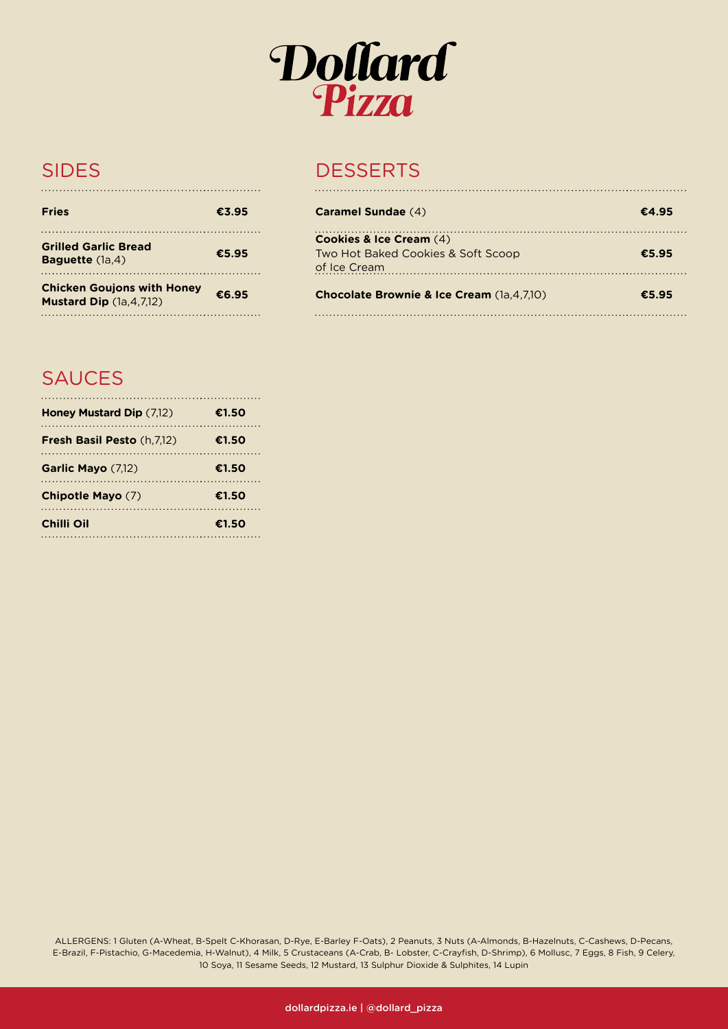# Dollard Pizza

## SIDES

| | |
|---|---|
| **Fries** | **€3.95** |
| **Grilled Garlic Bread Baguette** (1a,4) | **€5.95** |
| **Chicken Goujons with Honey Mustard Dip** (1a,4,7,12) | **€6.95** |

## DESSERTS

| | |
|---|---|
| **Caramel Sundae** (4) | **€4.95** |
| **Cookies & Ice Cream** (4) Two Hot Baked Cookies & Soft Scoop of Ice Cream | **€5.95** |
| **Chocolate Brownie & Ice Cream** (1a,4,7,10) | **€5.95** |

## SAUCES

| | |
|---|---|
| **Honey Mustard Dip** (7,12) | **€1.50** |
| **Fresh Basil Pesto** (h,7,12) | **€1.50** |
| **Garlic Mayo** (7,12) | **€1.50** |
| **Chipotle Mayo** (7) | **€1.50** |
| **Chilli Oil** | **€1.50** |

ALLERGENS: 1 Gluten (A-Wheat, B-Spelt C-Khorasan, D-Rye, E-Barley F-Oats), 2 Peanuts, 3 Nuts (A-Almonds, B-Hazelnuts, C-Cashews, D-Pecans, E-Brazil, F-Pistachio, G-Macedemia, H-Walnut), 4 Milk, 5 Crustaceans (A-Crab, B- Lobster, C-Crayfish, D-Shrimp), 6 Mollusc, 7 Eggs, 8 Fish, 9 Celery, 10 Soya, 11 Sesame Seeds, 12 Mustard, 13 Sulphur Dioxide & Sulphites, 14 Lupin

dollardpizza.ie | @dollard_pizza